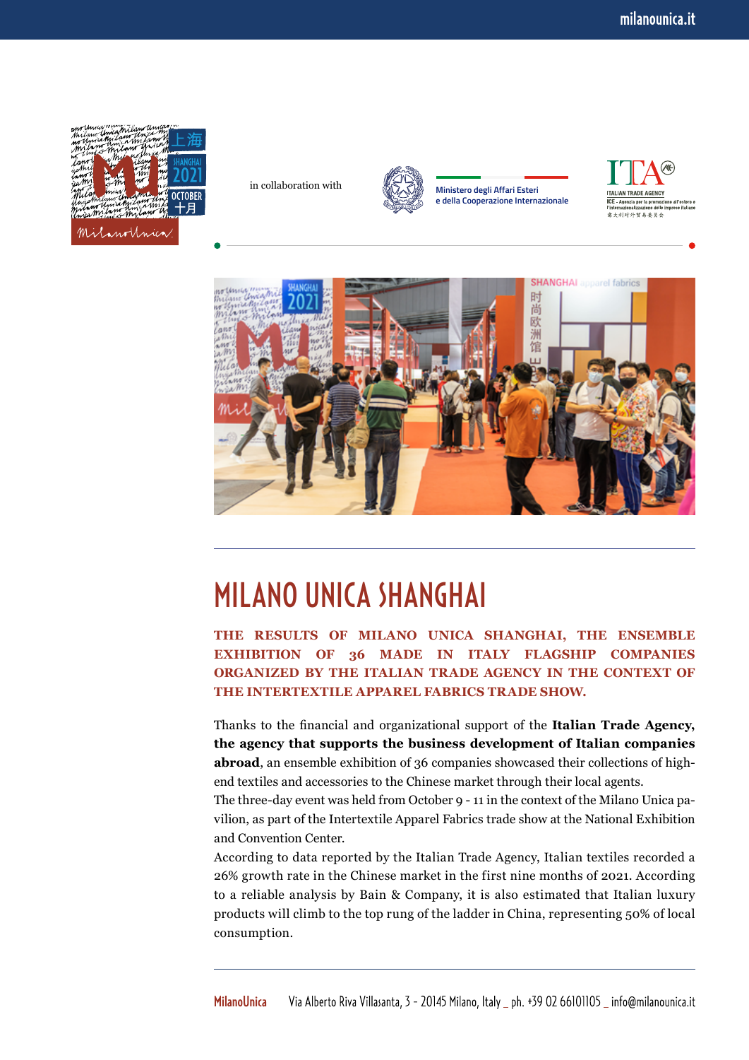in collaboration with

Ministero degli Affari Esteri e della Cooperazione Internazionale

# MILANO UNICA SHANGHAI

**THE RESULTS OF MILANO UNICA SHANGHAI, THE ENSEMBLE EXHIBITION OF 36 MADE IN ITALY FLAGSHIP COMPANIES ORGANIZED BY THE ITALIAN TRADE AGENCY IN THE CONTEXT OF THE INTERTEXTILE APPAREL FABRICS TRADE SHOW.**

Thanks to the financial and organizational support of the **Italian Trade Agency, the agency that supports the business development of Italian companies abroad**, an ensemble exhibition of 36 companies showcased their collections of high-end textiles and accessories to the Chinese market through their local agents.

The three-day event was held from October 9 - 11 in the context of the Milano Unica pavilion, as part of the Intertextile Apparel Fabrics trade show at the National Exhibition and Convention Center.

According to data reported by the Italian Trade Agency, Italian textiles recorded a 26% growth rate in the Chinese market in the first nine months of 2021. According to a reliable analysis by Bain & Company, it is also estimated that Italian luxury products will climb to the top rung of the ladder in China, representing 50% of local consumption.

MilanoUnica Via Alberto Riva Villasanta, 3 - 20145 Milano, Italy _ ph. +39 02 66101105 _ info@milanounica.it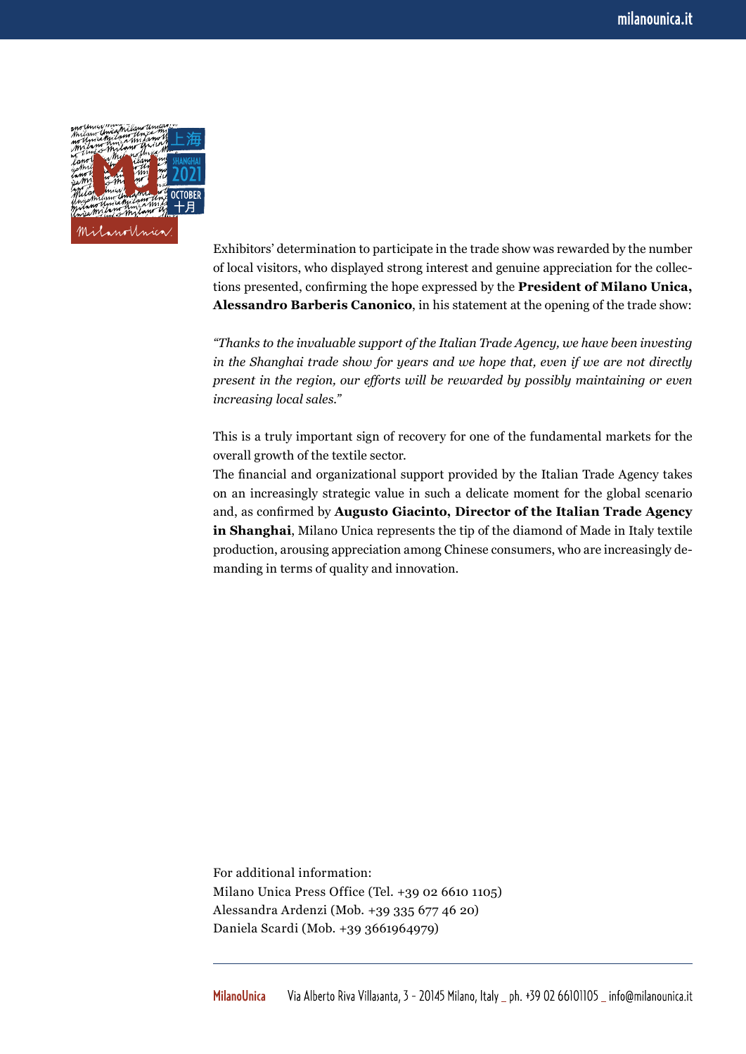Exhibitors' determination to participate in the trade show was rewarded by the number of local visitors, who displayed strong interest and genuine appreciation for the collections presented, confirming the hope expressed by the **President of Milano Unica, Alessandro Barberis Canonico**, in his statement at the opening of the trade show:

*"Thanks to the invaluable support of the Italian Trade Agency, we have been investing in the Shanghai trade show for years and we hope that, even if we are not directly present in the region, our efforts will be rewarded by possibly maintaining or even increasing local sales."*

This is a truly important sign of recovery for one of the fundamental markets for the overall growth of the textile sector.
The financial and organizational support provided by the Italian Trade Agency takes on an increasingly strategic value in such a delicate moment for the global scenario and, as confirmed by **Augusto Giacinto, Director of the Italian Trade Agency in Shanghai**, Milano Unica represents the tip of the diamond of Made in Italy textile production, arousing appreciation among Chinese consumers, who are increasingly demanding in terms of quality and innovation.

For additional information:
Milano Unica Press Office (Tel. +39 02 6610 1105)
Alessandra Ardenzi (Mob. +39 335 677 46 20)
Daniela Scardi (Mob. +39 3661964979)